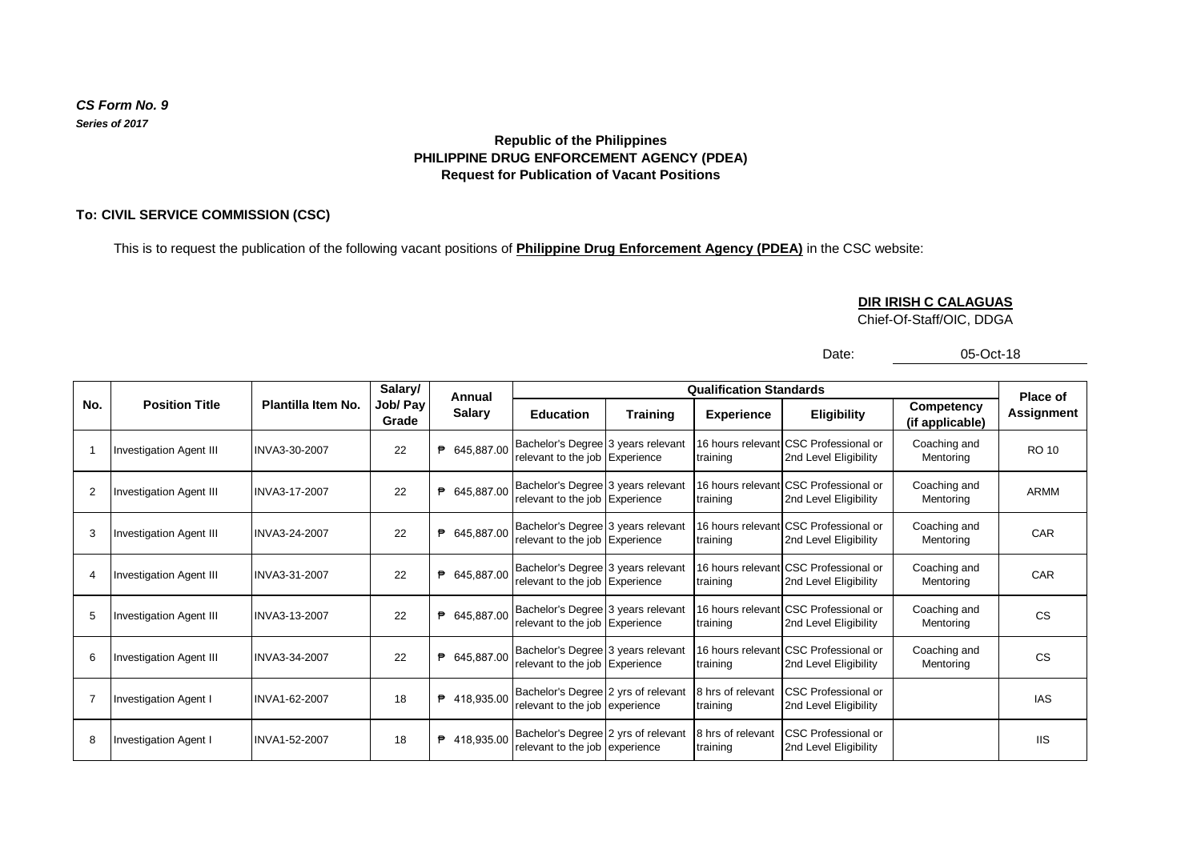*CS Form No. 9*
***Series of 2017***

**Republic of the Philippines**
**PHILIPPINE DRUG ENFORCEMENT AGENCY (PDEA)**
**Request for Publication of Vacant Positions**

**To: CIVIL SERVICE COMMISSION (CSC)**

This is to request the publication of the following vacant positions of **Philippine Drug Enforcement Agency (PDEA)** in the CSC website:

**DIR IRISH C CALAGUAS**
Chief-Of-Staff/OIC, DDGA

Date: 05-Oct-18

| No. | Position Title | Plantilla Item No. | Salary/ Job/ Pay Grade | Annual Salary | Qualification Standards | | | | | Place of Assignment |
|---|---|---|---|---|---|---|---|---|---|---|
| | | | | | Education | Training | Experience | Eligibility | Competency (if applicable) | |
| 1 | Investigation Agent III | INVA3-30-2007 | 22 | ₱ 645,887.00 | Bachelor's Degree relevant to the job | 3 years relevant Experience | 16 hours relevant training | CSC Professional or 2nd Level Eligibility | Coaching and Mentoring | RO 10 |
| 2 | Investigation Agent III | INVA3-17-2007 | 22 | ₱ 645,887.00 | Bachelor's Degree relevant to the job | 3 years relevant Experience | 16 hours relevant training | CSC Professional or 2nd Level Eligibility | Coaching and Mentoring | ARMM |
| 3 | Investigation Agent III | INVA3-24-2007 | 22 | ₱ 645,887.00 | Bachelor's Degree relevant to the job | 3 years relevant Experience | 16 hours relevant training | CSC Professional or 2nd Level Eligibility | Coaching and Mentoring | CAR |
| 4 | Investigation Agent III | INVA3-31-2007 | 22 | ₱ 645,887.00 | Bachelor's Degree relevant to the job | 3 years relevant Experience | 16 hours relevant training | CSC Professional or 2nd Level Eligibility | Coaching and Mentoring | CAR |
| 5 | Investigation Agent III | INVA3-13-2007 | 22 | ₱ 645,887.00 | Bachelor's Degree relevant to the job | 3 years relevant Experience | 16 hours relevant training | CSC Professional or 2nd Level Eligibility | Coaching and Mentoring | CS |
| 6 | Investigation Agent III | INVA3-34-2007 | 22 | ₱ 645,887.00 | Bachelor's Degree relevant to the job | 3 years relevant Experience | 16 hours relevant training | CSC Professional or 2nd Level Eligibility | Coaching and Mentoring | CS |
| 7 | Investigation Agent I | INVA1-62-2007 | 18 | ₱ 418,935.00 | Bachelor's Degree relevant to the job | 2 yrs of relevant experience | 8 hrs of relevant training | CSC Professional or 2nd Level Eligibility | | IAS |
| 8 | Investigation Agent I | INVA1-52-2007 | 18 | ₱ 418,935.00 | Bachelor's Degree relevant to the job | 2 yrs of relevant experience | 8 hrs of relevant training | CSC Professional or 2nd Level Eligibility | | IIS |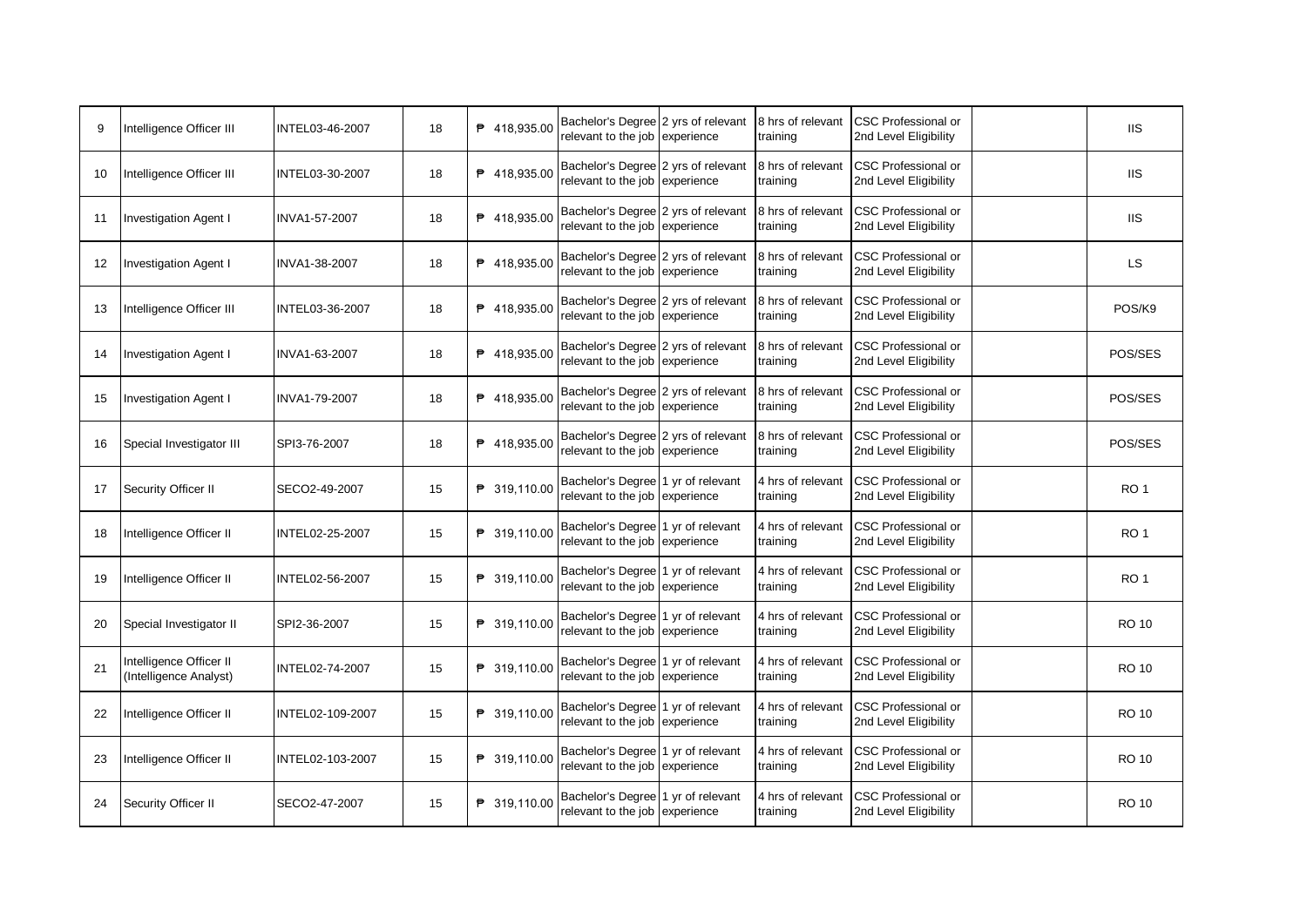| 9 | Intelligence Officer III | INTEL03-46-2007 | 18 | ₱ 418,935.00 | Bachelor's Degree relevant to the job | 2 yrs of relevant experience | 8 hrs of relevant training | CSC Professional or 2nd Level Eligibility | | IIS |
|---|---|---|---|---|---|---|---|---|---|---|
| 10 | Intelligence Officer III | INTEL03-30-2007 | 18 | ₱ 418,935.00 | Bachelor's Degree relevant to the job | 2 yrs of relevant experience | 8 hrs of relevant training | CSC Professional or 2nd Level Eligibility | | IIS |
| 11 | Investigation Agent I | INVA1-57-2007 | 18 | ₱ 418,935.00 | Bachelor's Degree relevant to the job | 2 yrs of relevant experience | 8 hrs of relevant training | CSC Professional or 2nd Level Eligibility | | IIS |
| 12 | Investigation Agent I | INVA1-38-2007 | 18 | ₱ 418,935.00 | Bachelor's Degree relevant to the job | 2 yrs of relevant experience | 8 hrs of relevant training | CSC Professional or 2nd Level Eligibility | | LS |
| 13 | Intelligence Officer III | INTEL03-36-2007 | 18 | ₱ 418,935.00 | Bachelor's Degree relevant to the job | 2 yrs of relevant experience | 8 hrs of relevant training | CSC Professional or 2nd Level Eligibility | | POS/K9 |
| 14 | Investigation Agent I | INVA1-63-2007 | 18 | ₱ 418,935.00 | Bachelor's Degree relevant to the job | 2 yrs of relevant experience | 8 hrs of relevant training | CSC Professional or 2nd Level Eligibility | | POS/SES |
| 15 | Investigation Agent I | INVA1-79-2007 | 18 | ₱ 418,935.00 | Bachelor's Degree relevant to the job | 2 yrs of relevant experience | 8 hrs of relevant training | CSC Professional or 2nd Level Eligibility | | POS/SES |
| 16 | Special Investigator III | SPI3-76-2007 | 18 | ₱ 418,935.00 | Bachelor's Degree relevant to the job | 2 yrs of relevant experience | 8 hrs of relevant training | CSC Professional or 2nd Level Eligibility | | POS/SES |
| 17 | Security Officer II | SECO2-49-2007 | 15 | ₱ 319,110.00 | Bachelor's Degree relevant to the job | 1 yr of relevant experience | 4 hrs of relevant training | CSC Professional or 2nd Level Eligibility | | RO 1 |
| 18 | Intelligence Officer II | INTEL02-25-2007 | 15 | ₱ 319,110.00 | Bachelor's Degree relevant to the job | 1 yr of relevant experience | 4 hrs of relevant training | CSC Professional or 2nd Level Eligibility | | RO 1 |
| 19 | Intelligence Officer II | INTEL02-56-2007 | 15 | ₱ 319,110.00 | Bachelor's Degree relevant to the job | 1 yr of relevant experience | 4 hrs of relevant training | CSC Professional or 2nd Level Eligibility | | RO 1 |
| 20 | Special Investigator II | SPI2-36-2007 | 15 | ₱ 319,110.00 | Bachelor's Degree relevant to the job | 1 yr of relevant experience | 4 hrs of relevant training | CSC Professional or 2nd Level Eligibility | | RO 10 |
| 21 | Intelligence Officer II (Intelligence Analyst) | INTEL02-74-2007 | 15 | ₱ 319,110.00 | Bachelor's Degree relevant to the job | 1 yr of relevant experience | 4 hrs of relevant training | CSC Professional or 2nd Level Eligibility | | RO 10 |
| 22 | Intelligence Officer II | INTEL02-109-2007 | 15 | ₱ 319,110.00 | Bachelor's Degree relevant to the job | 1 yr of relevant experience | 4 hrs of relevant training | CSC Professional or 2nd Level Eligibility | | RO 10 |
| 23 | Intelligence Officer II | INTEL02-103-2007 | 15 | ₱ 319,110.00 | Bachelor's Degree relevant to the job | 1 yr of relevant experience | 4 hrs of relevant training | CSC Professional or 2nd Level Eligibility | | RO 10 |
| 24 | Security Officer II | SECO2-47-2007 | 15 | ₱ 319,110.00 | Bachelor's Degree relevant to the job | 1 yr of relevant experience | 4 hrs of relevant training | CSC Professional or 2nd Level Eligibility | | RO 10 |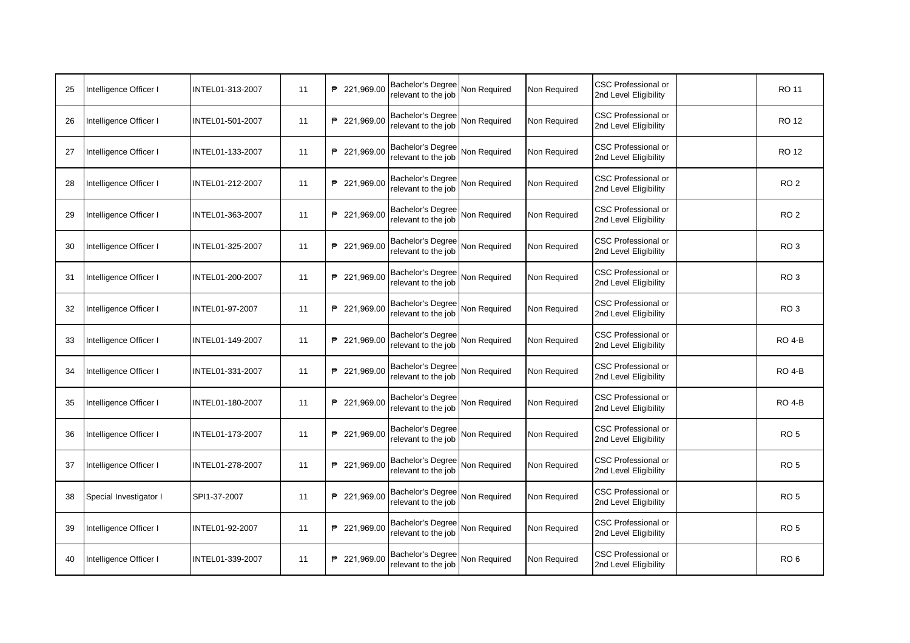| | | | | | | | | | | |
|---|---|---|---|---|---|---|---|---|---|---|
| 25 | Intelligence Officer I | INTEL01-313-2007 | 11 | ₱ 221,969.00 | Bachelor's Degree relevant to the job | Non Required | Non Required | CSC Professional or 2nd Level Eligibility | | RO 11 |
| 26 | Intelligence Officer I | INTEL01-501-2007 | 11 | ₱ 221,969.00 | Bachelor's Degree relevant to the job | Non Required | Non Required | CSC Professional or 2nd Level Eligibility | | RO 12 |
| 27 | Intelligence Officer I | INTEL01-133-2007 | 11 | ₱ 221,969.00 | Bachelor's Degree relevant to the job | Non Required | Non Required | CSC Professional or 2nd Level Eligibility | | RO 12 |
| 28 | Intelligence Officer I | INTEL01-212-2007 | 11 | ₱ 221,969.00 | Bachelor's Degree relevant to the job | Non Required | Non Required | CSC Professional or 2nd Level Eligibility | | RO 2 |
| 29 | Intelligence Officer I | INTEL01-363-2007 | 11 | ₱ 221,969.00 | Bachelor's Degree relevant to the job | Non Required | Non Required | CSC Professional or 2nd Level Eligibility | | RO 2 |
| 30 | Intelligence Officer I | INTEL01-325-2007 | 11 | ₱ 221,969.00 | Bachelor's Degree relevant to the job | Non Required | Non Required | CSC Professional or 2nd Level Eligibility | | RO 3 |
| 31 | Intelligence Officer I | INTEL01-200-2007 | 11 | ₱ 221,969.00 | Bachelor's Degree relevant to the job | Non Required | Non Required | CSC Professional or 2nd Level Eligibility | | RO 3 |
| 32 | Intelligence Officer I | INTEL01-97-2007 | 11 | ₱ 221,969.00 | Bachelor's Degree relevant to the job | Non Required | Non Required | CSC Professional or 2nd Level Eligibility | | RO 3 |
| 33 | Intelligence Officer I | INTEL01-149-2007 | 11 | ₱ 221,969.00 | Bachelor's Degree relevant to the job | Non Required | Non Required | CSC Professional or 2nd Level Eligibility | | RO 4-B |
| 34 | Intelligence Officer I | INTEL01-331-2007 | 11 | ₱ 221,969.00 | Bachelor's Degree relevant to the job | Non Required | Non Required | CSC Professional or 2nd Level Eligibility | | RO 4-B |
| 35 | Intelligence Officer I | INTEL01-180-2007 | 11 | ₱ 221,969.00 | Bachelor's Degree relevant to the job | Non Required | Non Required | CSC Professional or 2nd Level Eligibility | | RO 4-B |
| 36 | Intelligence Officer I | INTEL01-173-2007 | 11 | ₱ 221,969.00 | Bachelor's Degree relevant to the job | Non Required | Non Required | CSC Professional or 2nd Level Eligibility | | RO 5 |
| 37 | Intelligence Officer I | INTEL01-278-2007 | 11 | ₱ 221,969.00 | Bachelor's Degree relevant to the job | Non Required | Non Required | CSC Professional or 2nd Level Eligibility | | RO 5 |
| 38 | Special Investigator I | SPI1-37-2007 | 11 | ₱ 221,969.00 | Bachelor's Degree relevant to the job | Non Required | Non Required | CSC Professional or 2nd Level Eligibility | | RO 5 |
| 39 | Intelligence Officer I | INTEL01-92-2007 | 11 | ₱ 221,969.00 | Bachelor's Degree relevant to the job | Non Required | Non Required | CSC Professional or 2nd Level Eligibility | | RO 5 |
| 40 | Intelligence Officer I | INTEL01-339-2007 | 11 | ₱ 221,969.00 | Bachelor's Degree relevant to the job | Non Required | Non Required | CSC Professional or 2nd Level Eligibility | | RO 6 |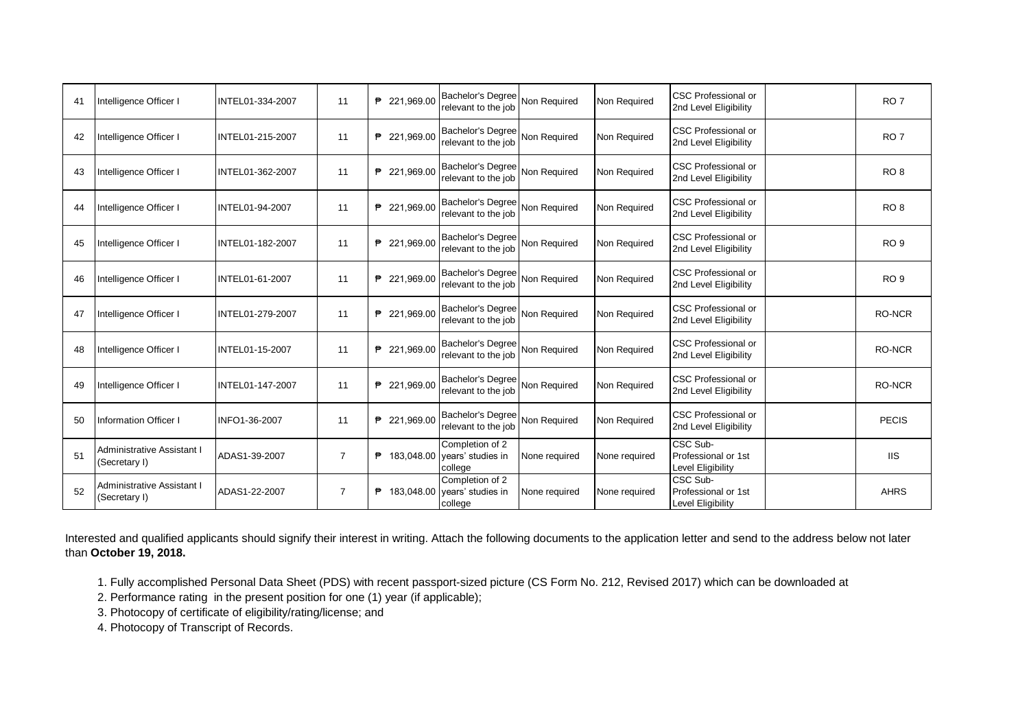| | | | | | | | | | | |
|---|---|---|---|---|---|---|---|---|---|---|
| 41 | Intelligence Officer I | INTEL01-334-2007 | 11 | ₱ 221,969.00 | Bachelor's Degree relevant to the job | Non Required | Non Required | CSC Professional or 2nd Level Eligibility | | RO 7 |
| 42 | Intelligence Officer I | INTEL01-215-2007 | 11 | ₱ 221,969.00 | Bachelor's Degree relevant to the job | Non Required | Non Required | CSC Professional or 2nd Level Eligibility | | RO 7 |
| 43 | Intelligence Officer I | INTEL01-362-2007 | 11 | ₱ 221,969.00 | Bachelor's Degree relevant to the job | Non Required | Non Required | CSC Professional or 2nd Level Eligibility | | RO 8 |
| 44 | Intelligence Officer I | INTEL01-94-2007 | 11 | ₱ 221,969.00 | Bachelor's Degree relevant to the job | Non Required | Non Required | CSC Professional or 2nd Level Eligibility | | RO 8 |
| 45 | Intelligence Officer I | INTEL01-182-2007 | 11 | ₱ 221,969.00 | Bachelor's Degree relevant to the job | Non Required | Non Required | CSC Professional or 2nd Level Eligibility | | RO 9 |
| 46 | Intelligence Officer I | INTEL01-61-2007 | 11 | ₱ 221,969.00 | Bachelor's Degree relevant to the job | Non Required | Non Required | CSC Professional or 2nd Level Eligibility | | RO 9 |
| 47 | Intelligence Officer I | INTEL01-279-2007 | 11 | ₱ 221,969.00 | Bachelor's Degree relevant to the job | Non Required | Non Required | CSC Professional or 2nd Level Eligibility | | RO-NCR |
| 48 | Intelligence Officer I | INTEL01-15-2007 | 11 | ₱ 221,969.00 | Bachelor's Degree relevant to the job | Non Required | Non Required | CSC Professional or 2nd Level Eligibility | | RO-NCR |
| 49 | Intelligence Officer I | INTEL01-147-2007 | 11 | ₱ 221,969.00 | Bachelor's Degree relevant to the job | Non Required | Non Required | CSC Professional or 2nd Level Eligibility | | RO-NCR |
| 50 | Information Officer I | INFO1-36-2007 | 11 | ₱ 221,969.00 | Bachelor's Degree relevant to the job | Non Required | Non Required | CSC Professional or 2nd Level Eligibility | | PECIS |
| 51 | Administrative Assistant I (Secretary I) | ADAS1-39-2007 | 7 | ₱ 183,048.00 | Completion of 2 years' studies in college | None required | None required | CSC Sub-Professional or 1st Level Eligibility | | IIS |
| 52 | Administrative Assistant I (Secretary I) | ADAS1-22-2007 | 7 | ₱ 183,048.00 | Completion of 2 years' studies in college | None required | None required | CSC Sub-Professional or 1st Level Eligibility | | AHRS |

Interested and qualified applicants should signify their interest in writing. Attach the following documents to the application letter and send to the address below not later than **October 19, 2018.**

1. Fully accomplished Personal Data Sheet (PDS) with recent passport-sized picture (CS Form No. 212, Revised 2017) which can be downloaded at
2. Performance rating in the present position for one (1) year (if applicable);
3. Photocopy of certificate of eligibility/rating/license; and
4. Photocopy of Transcript of Records.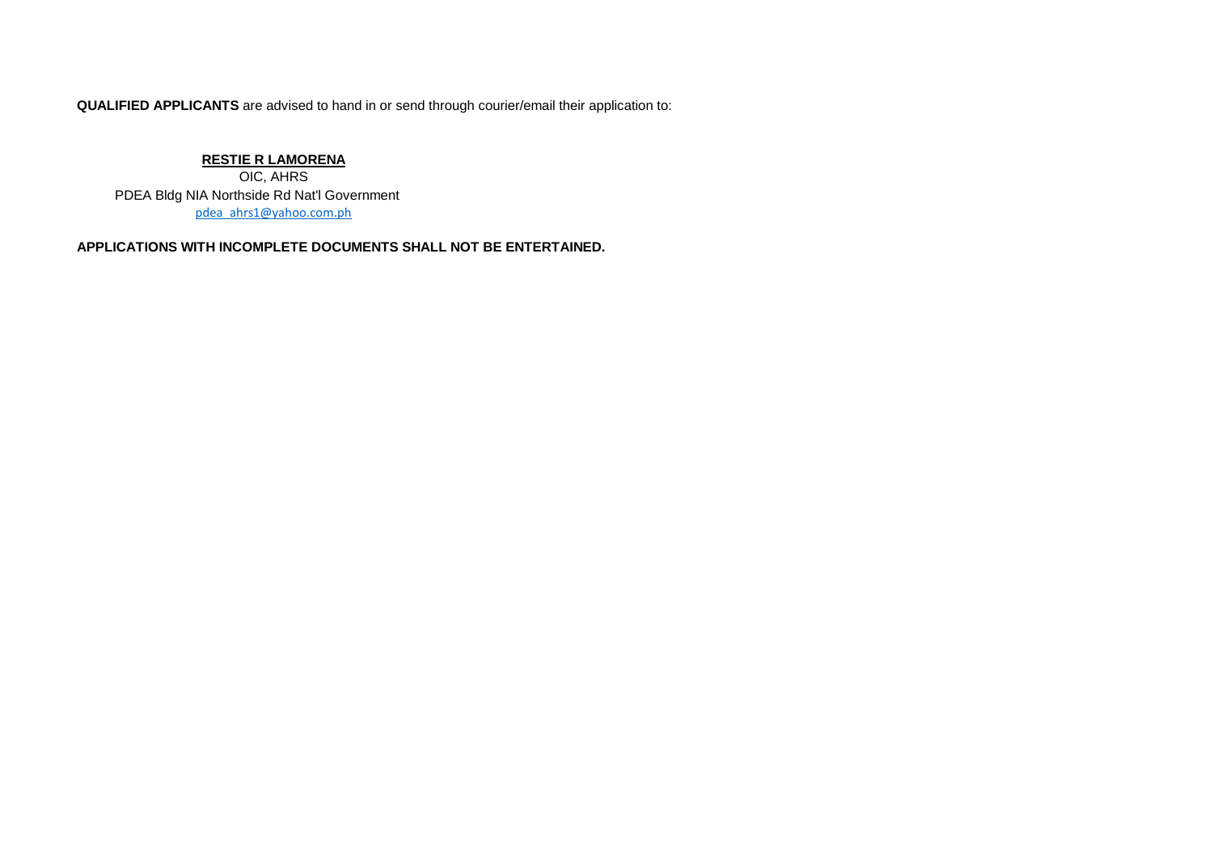**QUALIFIED APPLICANTS** are advised to hand in or send through courier/email their application to:

**RESTIE R LAMORENA**
OIC, AHRS
PDEA Bldg NIA Northside Rd Nat'l Government
pdea_ahrs1@yahoo.com.ph

**APPLICATIONS WITH INCOMPLETE DOCUMENTS SHALL NOT BE ENTERTAINED.**